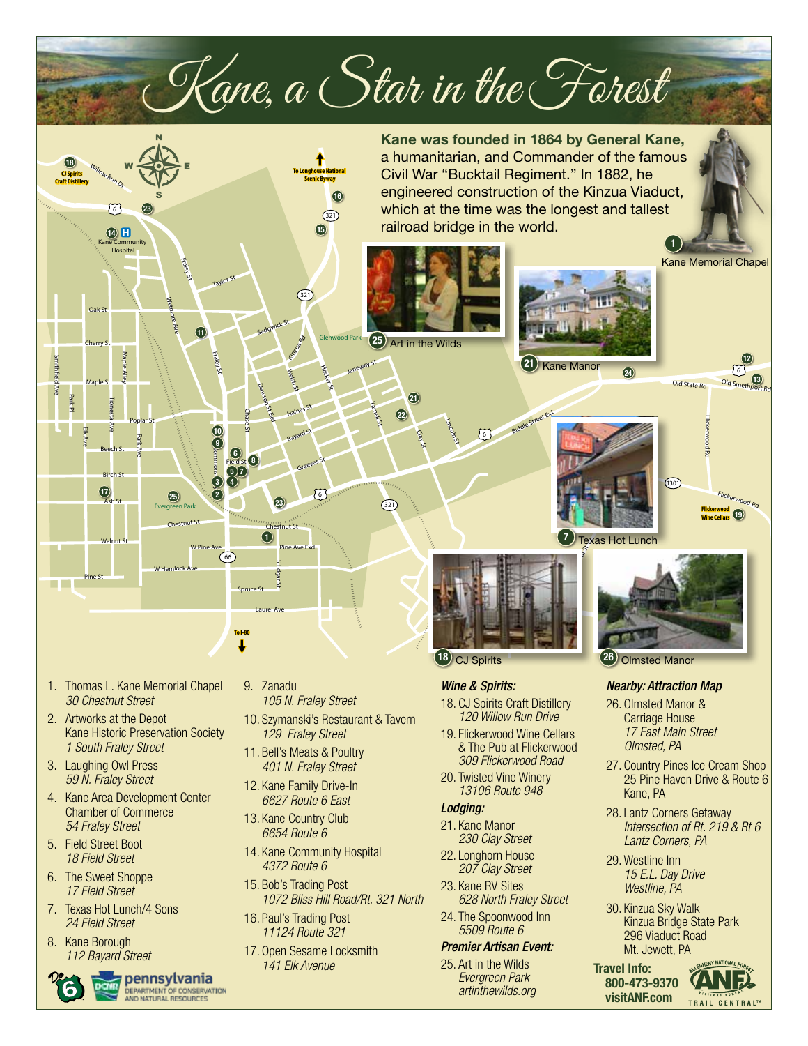# Kane, a Star in the Forest

**Kane was founded in 1864 by General Kane,** a humanitarian, and Commander of the famous Civil War "Bucktail Regiment." In 1882, he engineered construction of the Kinzua Viaduct, which at the time was the longest and tallest railroad bridge in the world.

1 Kane Memorial Chapel

25 Art in the Wilds

21 Kane Manor

7 Texas Hot Lunch

18 CJ Spirits

26 Olmsted Manor

1. Thomas L. Kane Memorial Chapel
   *30 Chestnut Street*
2. Artworks at the Depot
   Kane Historic Preservation Society
   *1 South Fraley Street*
3. Laughing Owl Press
   *59 N. Fraley Street*
4. Kane Area Development Center
   Chamber of Commerce
   *54 Fraley Street*
5. Field Street Boot
   *18 Field Street*
6. The Sweet Shoppe
   *17 Field Street*
7. Texas Hot Lunch/4 Sons
   *24 Field Street*
8. Kane Borough
   *112 Bayard Street*
9. Zanadu
   *105 N. Fraley Street*
10. Szymanski's Restaurant & Tavern
    *129 Fraley Street*
11. Bell's Meats & Poultry
    *401 N. Fraley Street*
12. Kane Family Drive-In
    *6627 Route 6 East*
13. Kane Country Club
    *6654 Route 6*
14. Kane Community Hospital
    *4372 Route 6*
15. Bob's Trading Post
    *1072 Bliss Hill Road/Rt. 321 North*
16. Paul's Trading Post
    *11124 Route 321*
17. Open Sesame Locksmith
    *141 Elk Avenue*

### *Wine & Spirits:*

18. CJ Spirits Craft Distillery
    *120 Willow Run Drive*
19. Flickerwood Wine Cellars & The Pub at Flickerwood
    *309 Flickerwood Road*
20. Twisted Vine Winery
    *13106 Route 948*

### *Lodging:*

21. Kane Manor
    *230 Clay Street*
22. Longhorn House
    *207 Clay Street*
23. Kane RV Sites
    *628 North Fraley Street*
24. The Spoonwood Inn
    *5509 Route 6*

### *Premier Artisan Event:*

25. Art in the Wilds
    *Evergreen Park*
    *artinthewilds.org*

### *Nearby: Attraction Map*

26. Olmsted Manor & Carriage House
    *17 East Main Street*
    *Olmsted, PA*
27. Country Pines Ice Cream Shop
    25 Pine Haven Drive & Route 6
    Kane, PA
28. Lantz Corners Getaway
    *Intersection of Rt. 219 & Rt 6*
    *Lantz Corners, PA*
29. Westline Inn
    *15 E.L. Day Drive*
    *Westline, PA*
30. Kinzua Sky Walk
    Kinzua Bridge State Park
    296 Viaduct Road
    Mt. Jewett, PA

**Travel Info:**
**800-473-9370**
**visitANF.com**

pennsylvania DEPARTMENT OF CONSERVATION AND NATURAL RESOURCES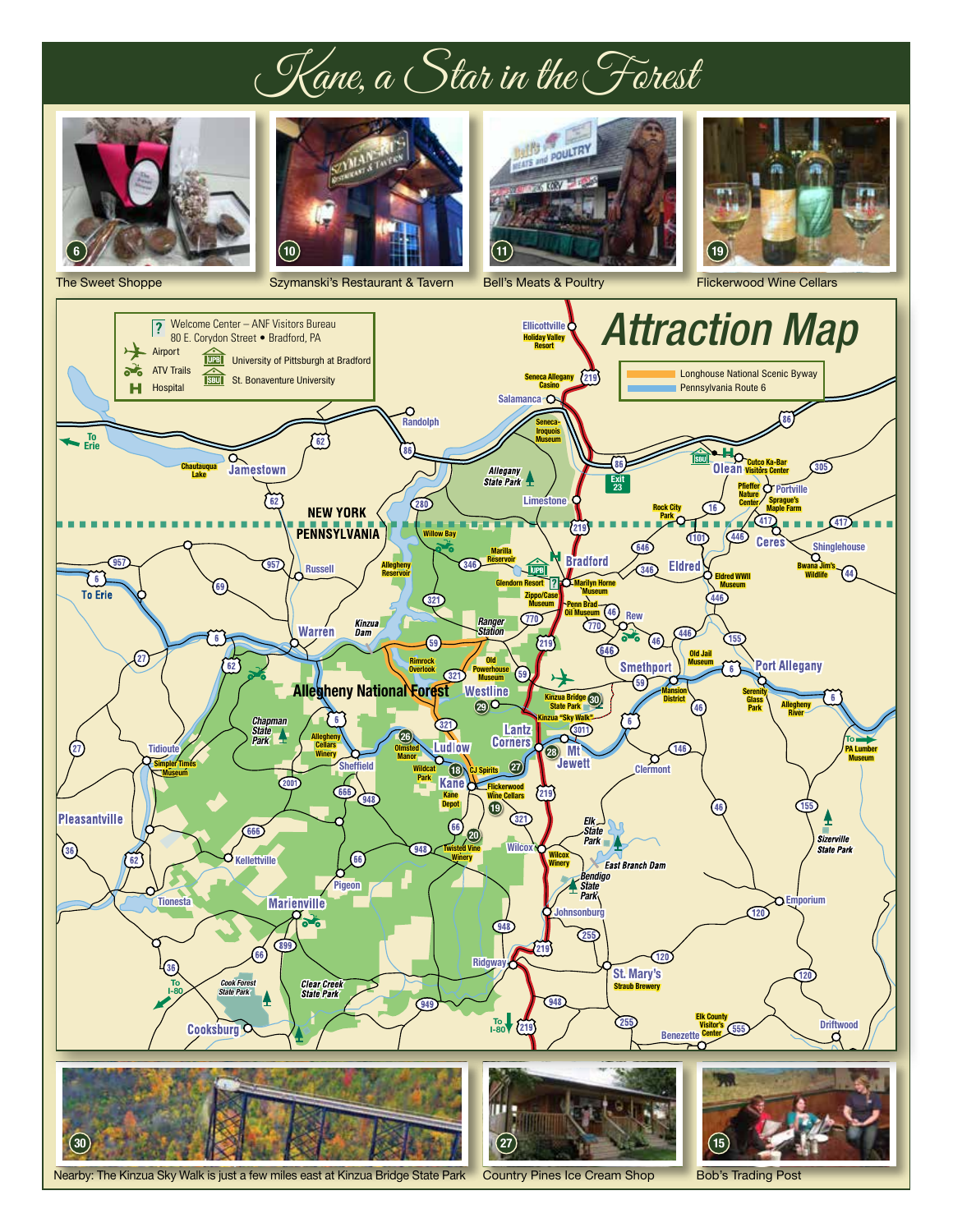# Kane, a Star in the Forest

6 The Sweet Shoppe

10 Szymanski's Restaurant & Tavern

11 Bell's Meats & Poultry

19 Flickerwood Wine Cellars

## Attraction Map

? Welcome Center – ANF Visitors Bureau
80 E. Corydon Street • Bradford, PA

Airport

ATV Trails

Hospital

UPB University of Pittsburgh at Bradford

SBU St. Bonaventure University

Longhouse National Scenic Byway

Pennsylvania Route 6

NEW YORK

PENNSYLVANIA

Allegheny National Forest

30 Nearby: The Kinzua Sky Walk is just a few miles east at Kinzua Bridge State Park

27 Country Pines Ice Cream Shop

15 Bob's Trading Post